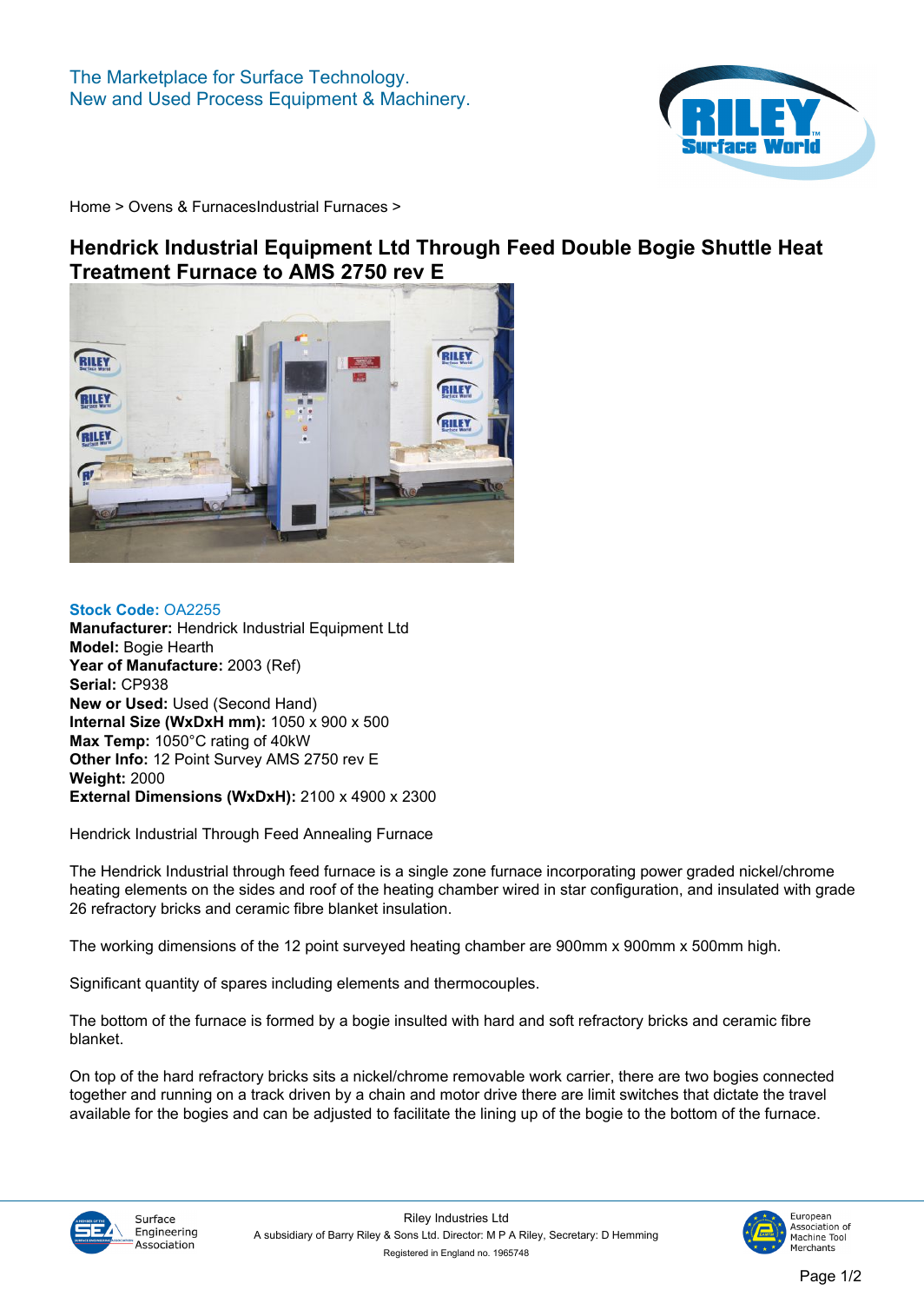The Marketplace for Surface Technology.
New and Used Process Equipment & Machinery.

Home > Ovens & FurnacesIndustrial Furnaces >

# Hendrick Industrial Equipment Ltd Through Feed Double Bogie Shuttle Heat Treatment Furnace to AMS 2750 rev E

**Stock Code:** OA2255
**Manufacturer:** Hendrick Industrial Equipment Ltd
**Model:** Bogie Hearth
**Year of Manufacture:** 2003 (Ref)
**Serial:** CP938
**New or Used:** Used (Second Hand)
**Internal Size (WxDxH mm):** 1050 x 900 x 500
**Max Temp:** 1050°C rating of 40kW
**Other Info:** 12 Point Survey AMS 2750 rev E
**Weight:** 2000
**External Dimensions (WxDxH):** 2100 x 4900 x 2300

Hendrick Industrial Through Feed Annealing Furnace

The Hendrick Industrial through feed furnace is a single zone furnace incorporating power graded nickel/chrome heating elements on the sides and roof of the heating chamber wired in star configuration, and insulated with grade 26 refractory bricks and ceramic fibre blanket insulation.

The working dimensions of the 12 point surveyed heating chamber are 900mm x 900mm x 500mm high.

Significant quantity of spares including elements and thermocouples.

The bottom of the furnace is formed by a bogie insulted with hard and soft refractory bricks and ceramic fibre blanket.

On top of the hard refractory bricks sits a nickel/chrome removable work carrier, there are two bogies connected together and running on a track driven by a chain and motor drive there are limit switches that dictate the travel available for the bogies and can be adjusted to facilitate the lining up of the bogie to the bottom of the furnace.

Riley Industries Ltd
A subsidiary of Barry Riley & Sons Ltd. Director: M P A Riley, Secretary: D Hemming
Registered in England no. 1965748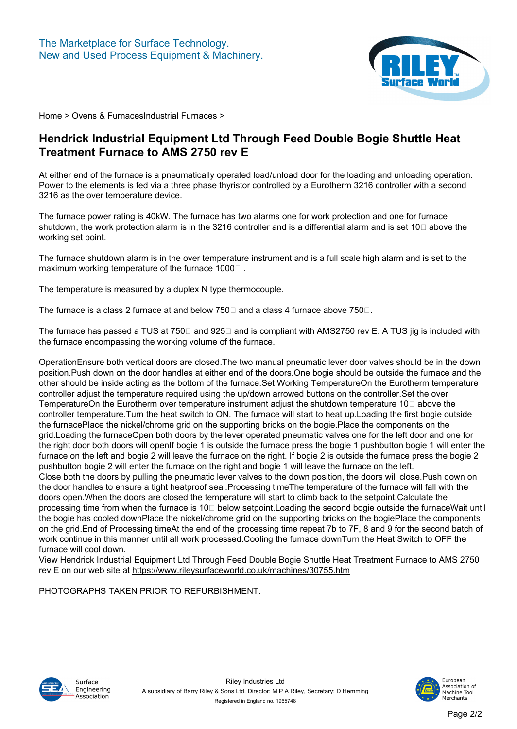The Marketplace for Surface Technology.
New and Used Process Equipment & Machinery.

Home > Ovens & FurnacesIndustrial Furnaces >

# Hendrick Industrial Equipment Ltd Through Feed Double Bogie Shuttle Heat Treatment Furnace to AMS 2750 rev E

At either end of the furnace is a pneumatically operated load/unload door for the loading and unloading operation. Power to the elements is fed via a three phase thyristor controlled by a Eurotherm 3216 controller with a second 3216 as the over temperature device.

The furnace power rating is 40kW. The furnace has two alarms one for work protection and one for furnace shutdown, the work protection alarm is in the 3216 controller and is a differential alarm and is set 10 above the working set point.

The furnace shutdown alarm is in the over temperature instrument and is a full scale high alarm and is set to the maximum working temperature of the furnace 1000 .

The temperature is measured by a duplex N type thermocouple.

The furnace is a class 2 furnace at and below 750 and a class 4 furnace above 750.

The furnace has passed a TUS at 750 and 925 and is compliant with AMS2750 rev E. A TUS jig is included with the furnace encompassing the working volume of the furnace.

OperationEnsure both vertical doors are closed.The two manual pneumatic lever door valves should be in the down position.Push down on the door handles at either end of the doors.One bogie should be outside the furnace and the other should be inside acting as the bottom of the furnace.Set Working TemperatureOn the Eurotherm temperature controller adjust the temperature required using the up/down arrowed buttons on the controller.Set the over TemperatureOn the Eurotherm over temperature instrument adjust the shutdown temperature 10 above the controller temperature.Turn the heat switch to ON. The furnace will start to heat up.Loading the first bogie outside the furnacePlace the nickel/chrome grid on the supporting bricks on the bogie.Place the components on the grid.Loading the furnaceOpen both doors by the lever operated pneumatic valves one for the left door and one for the right door both doors will openIf bogie 1 is outside the furnace press the bogie 1 pushbutton bogie 1 will enter the furnace on the left and bogie 2 will leave the furnace on the right. If bogie 2 is outside the furnace press the bogie 2 pushbutton bogie 2 will enter the furnace on the right and bogie 1 will leave the furnace on the left.
Close both the doors by pulling the pneumatic lever valves to the down position, the doors will close.Push down on the door handles to ensure a tight heatproof seal.Processing timeThe temperature of the furnace will fall with the doors open.When the doors are closed the temperature will start to climb back to the setpoint.Calculate the processing time from when the furnace is 10 below setpoint.Loading the second bogie outside the furnaceWait until the bogie has cooled downPlace the nickel/chrome grid on the supporting bricks on the bogiePlace the components on the grid.End of Processing timeAt the end of the processing time repeat 7b to 7F, 8 and 9 for the second batch of work continue in this manner until all work processed.Cooling the furnace downTurn the Heat Switch to OFF the furnace will cool down.
View Hendrick Industrial Equipment Ltd Through Feed Double Bogie Shuttle Heat Treatment Furnace to AMS 2750 rev E on our web site at https://www.rileysurfaceworld.co.uk/machines/30755.htm

PHOTOGRAPHS TAKEN PRIOR TO REFURBISHMENT.

Riley Industries Ltd
A subsidiary of Barry Riley & Sons Ltd. Director: M P A Riley, Secretary: D Hemming
Registered in England no. 1965748